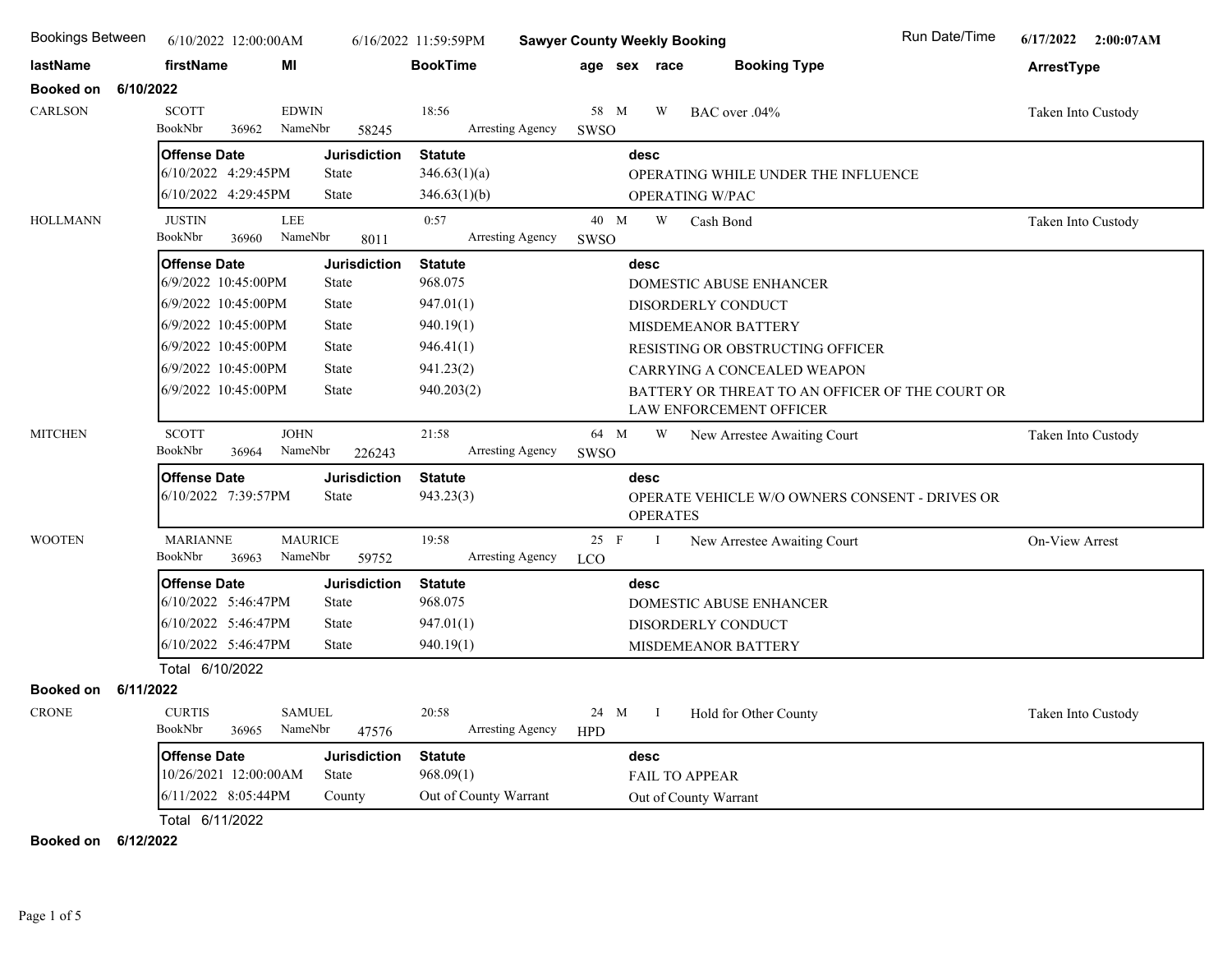# Sawyer County Weekly Booking

Bookings Between 6/10/2022 12:00:00AM 6/16/2022 11:59:59PM

Run Date/Time 6/17/2022 2:00:07AM

| lastName | firstName | MI | BookTime | age | sex | race | Booking Type | ArrestType |
|---|---|---|---|---|---|---|---|---|

## Booked on 6/10/2022

**CARLSON** — SCOTT EDWIN — BookTime 18:56 — age 58, sex M, race W — BAC over .04% — Taken Into Custody
BookNbr 36962 NameNbr 58245 Arresting Agency SWSO

| Offense Date | Jurisdiction | Statute | desc |
|---|---|---|---|
| 6/10/2022 4:29:45PM | State | 346.63(1)(a) | OPERATING WHILE UNDER THE INFLUENCE |
| 6/10/2022 4:29:45PM | State | 346.63(1)(b) | OPERATING W/PAC |

**HOLLMANN** — JUSTIN LEE — BookTime 0:57 — age 40, sex M, race W — Cash Bond — Taken Into Custody
BookNbr 36960 NameNbr 8011 Arresting Agency SWSO

| Offense Date | Jurisdiction | Statute | desc |
|---|---|---|---|
| 6/9/2022 10:45:00PM | State | 968.075 | DOMESTIC ABUSE ENHANCER |
| 6/9/2022 10:45:00PM | State | 947.01(1) | DISORDERLY CONDUCT |
| 6/9/2022 10:45:00PM | State | 940.19(1) | MISDEMEANOR BATTERY |
| 6/9/2022 10:45:00PM | State | 946.41(1) | RESISTING OR OBSTRUCTING OFFICER |
| 6/9/2022 10:45:00PM | State | 941.23(2) | CARRYING A CONCEALED WEAPON |
| 6/9/2022 10:45:00PM | State | 940.203(2) | BATTERY OR THREAT TO AN OFFICER OF THE COURT OR LAW ENFORCEMENT OFFICER |

**MITCHEN** — SCOTT JOHN — BookTime 21:58 — age 64, sex M, race W — New Arrestee Awaiting Court — Taken Into Custody
BookNbr 36964 NameNbr 226243 Arresting Agency SWSO

| Offense Date | Jurisdiction | Statute | desc |
|---|---|---|---|
| 6/10/2022 7:39:57PM | State | 943.23(3) | OPERATE VEHICLE W/O OWNERS CONSENT - DRIVES OR OPERATES |

**WOOTEN** — MARIANNE MAURICE — BookTime 19:58 — age 25, sex F, race I — New Arrestee Awaiting Court — On-View Arrest
BookNbr 36963 NameNbr 59752 Arresting Agency LCO

| Offense Date | Jurisdiction | Statute | desc |
|---|---|---|---|
| 6/10/2022 5:46:47PM | State | 968.075 | DOMESTIC ABUSE ENHANCER |
| 6/10/2022 5:46:47PM | State | 947.01(1) | DISORDERLY CONDUCT |
| 6/10/2022 5:46:47PM | State | 940.19(1) | MISDEMEANOR BATTERY |

Total 6/10/2022

## Booked on 6/11/2022

**CRONE** — CURTIS SAMUEL — BookTime 20:58 — age 24, sex M, race I — Hold for Other County — Taken Into Custody
BookNbr 36965 NameNbr 47576 Arresting Agency HPD

| Offense Date | Jurisdiction | Statute | desc |
|---|---|---|---|
| 10/26/2021 12:00:00AM | State | 968.09(1) | FAIL TO APPEAR |
| 6/11/2022 8:05:44PM | County | Out of County Warrant | Out of County Warrant |

Total 6/11/2022

## Booked on 6/12/2022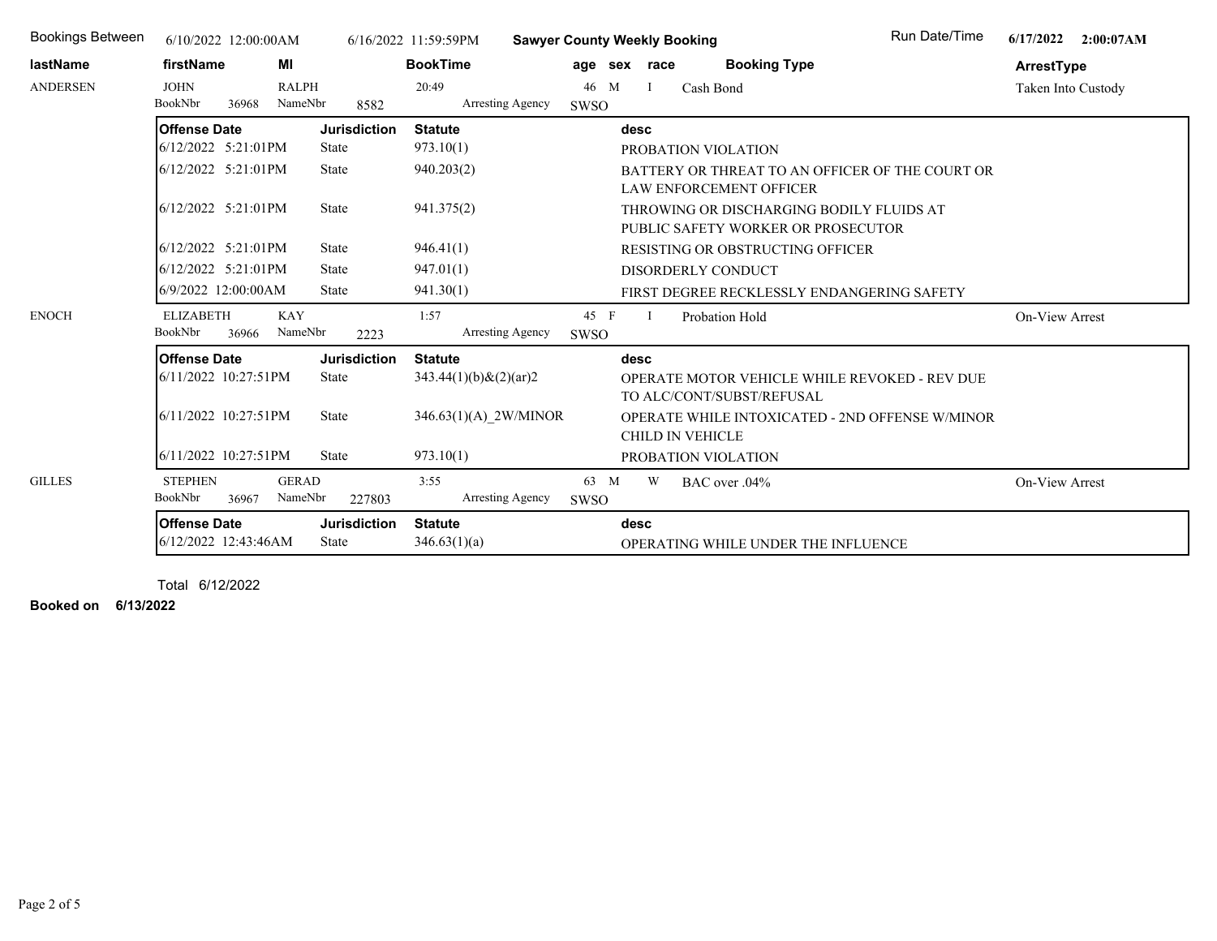Bookings Between 6/10/2022 12:00:00AM 6/16/2022 11:59:59PM **Sawyer County Weekly Booking** Run Date/Time 6/17/2022 2:00:07AM

| lastName | firstName | MI | BookTime | age | sex | race | Booking Type | ArrestType |
|---|---|---|---|---|---|---|---|---|
| ANDERSEN | JOHN | RALPH | 20:49 | 46 | M | I | Cash Bond | Taken Into Custody |

BookNbr 36968 NameNbr 8582 Arresting Agency SWSO

| Offense Date | Jurisdiction | Statute | desc |
|---|---|---|---|
| 6/12/2022 5:21:01PM | State | 973.10(1) | PROBATION VIOLATION |
| 6/12/2022 5:21:01PM | State | 940.203(2) | BATTERY OR THREAT TO AN OFFICER OF THE COURT OR LAW ENFORCEMENT OFFICER |
| 6/12/2022 5:21:01PM | State | 941.375(2) | THROWING OR DISCHARGING BODILY FLUIDS AT PUBLIC SAFETY WORKER OR PROSECUTOR |
| 6/12/2022 5:21:01PM | State | 946.41(1) | RESISTING OR OBSTRUCTING OFFICER |
| 6/12/2022 5:21:01PM | State | 947.01(1) | DISORDERLY CONDUCT |
| 6/9/2022 12:00:00AM | State | 941.30(1) | FIRST DEGREE RECKLESSLY ENDANGERING SAFETY |

| lastName | firstName | MI | BookTime | age | sex | race | Booking Type | ArrestType |
|---|---|---|---|---|---|---|---|---|
| ENOCH | ELIZABETH | KAY | 1:57 | 45 | F | I | Probation Hold | On-View Arrest |

BookNbr 36966 NameNbr 2223 Arresting Agency SWSO

| Offense Date | Jurisdiction | Statute | desc |
|---|---|---|---|
| 6/11/2022 10:27:51PM | State | 343.44(1)(b)&(2)(ar)2 | OPERATE MOTOR VEHICLE WHILE REVOKED - REV DUE TO ALC/CONT/SUBST/REFUSAL |
| 6/11/2022 10:27:51PM | State | 346.63(1)(A)_2W/MINOR | OPERATE WHILE INTOXICATED - 2ND OFFENSE W/MINOR CHILD IN VEHICLE |
| 6/11/2022 10:27:51PM | State | 973.10(1) | PROBATION VIOLATION |

| lastName | firstName | MI | BookTime | age | sex | race | Booking Type | ArrestType |
|---|---|---|---|---|---|---|---|---|
| GILLES | STEPHEN | GERAD | 3:55 | 63 | M | W | BAC over .04% | On-View Arrest |

BookNbr 36967 NameNbr 227803 Arresting Agency SWSO

| Offense Date | Jurisdiction | Statute | desc |
|---|---|---|---|
| 6/12/2022 12:43:46AM | State | 346.63(1)(a) | OPERATING WHILE UNDER THE INFLUENCE |

Total 6/12/2022

**Booked on 6/13/2022**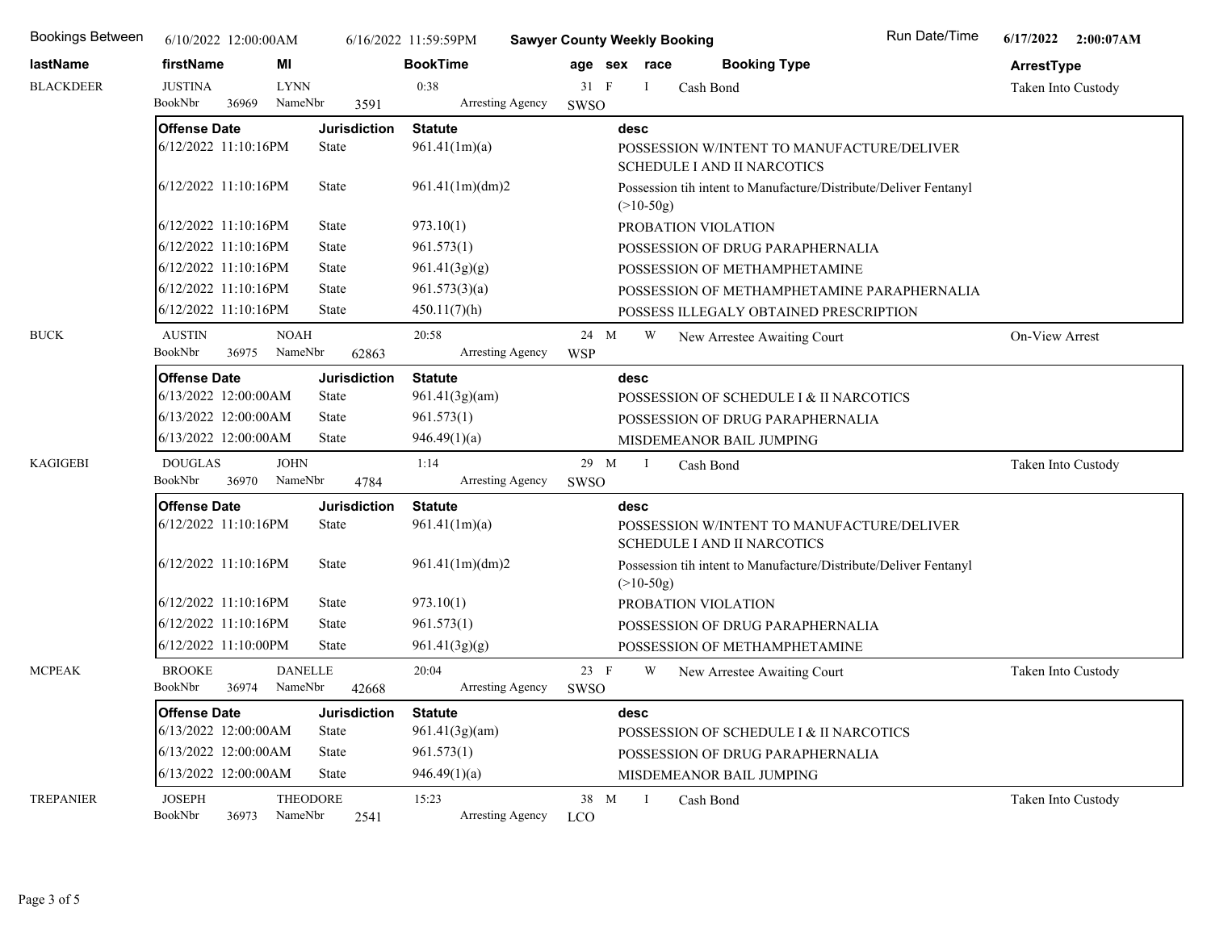**Bookings Between** 6/10/2022 12:00:00AM 6/16/2022 11:59:59PM **Sawyer County Weekly Booking** Run Date/Time 6/17/2022 2:00:07AM

| lastName | firstName | MI | BookTime | age | sex | race | Booking Type | ArrestType |
|---|---|---|---|---|---|---|---|---|
| BLACKDEER | JUSTINA | LYNN | 0:38 | 31 | F | I | Cash Bond | Taken Into Custody |

BookNbr 36969 NameNbr 3591 Arresting Agency SWSO

| Offense Date | Jurisdiction | Statute | desc |
|---|---|---|---|
| 6/12/2022 11:10:16PM | State | 961.41(1m)(a) | POSSESSION W/INTENT TO MANUFACTURE/DELIVER SCHEDULE I AND II NARCOTICS |
| 6/12/2022 11:10:16PM | State | 961.41(1m)(dm)2 | Possession tih intent to Manufacture/Distribute/Deliver Fentanyl (>10-50g) |
| 6/12/2022 11:10:16PM | State | 973.10(1) | PROBATION VIOLATION |
| 6/12/2022 11:10:16PM | State | 961.573(1) | POSSESSION OF DRUG PARAPHERNALIA |
| 6/12/2022 11:10:16PM | State | 961.41(3g)(g) | POSSESSION OF METHAMPHETAMINE |
| 6/12/2022 11:10:16PM | State | 961.573(3)(a) | POSSESSION OF METHAMPHETAMINE PARAPHERNALIA |
| 6/12/2022 11:10:16PM | State | 450.11(7)(h) | POSSESS ILLEGALY OBTAINED PRESCRIPTION |

| lastName | firstName | MI | BookTime | age | sex | race | Booking Type | ArrestType |
|---|---|---|---|---|---|---|---|---|
| BUCK | AUSTIN | NOAH | 20:58 | 24 | M | W | New Arrestee Awaiting Court | On-View Arrest |

BookNbr 36975 NameNbr 62863 Arresting Agency WSP

| Offense Date | Jurisdiction | Statute | desc |
|---|---|---|---|
| 6/13/2022 12:00:00AM | State | 961.41(3g)(am) | POSSESSION OF SCHEDULE I & II NARCOTICS |
| 6/13/2022 12:00:00AM | State | 961.573(1) | POSSESSION OF DRUG PARAPHERNALIA |
| 6/13/2022 12:00:00AM | State | 946.49(1)(a) | MISDEMEANOR BAIL JUMPING |

| lastName | firstName | MI | BookTime | age | sex | race | Booking Type | ArrestType |
|---|---|---|---|---|---|---|---|---|
| KAGIGEBI | DOUGLAS | JOHN | 1:14 | 29 | M | I | Cash Bond | Taken Into Custody |

BookNbr 36970 NameNbr 4784 Arresting Agency SWSO

| Offense Date | Jurisdiction | Statute | desc |
|---|---|---|---|
| 6/12/2022 11:10:16PM | State | 961.41(1m)(a) | POSSESSION W/INTENT TO MANUFACTURE/DELIVER SCHEDULE I AND II NARCOTICS |
| 6/12/2022 11:10:16PM | State | 961.41(1m)(dm)2 | Possession tih intent to Manufacture/Distribute/Deliver Fentanyl (>10-50g) |
| 6/12/2022 11:10:16PM | State | 973.10(1) | PROBATION VIOLATION |
| 6/12/2022 11:10:16PM | State | 961.573(1) | POSSESSION OF DRUG PARAPHERNALIA |
| 6/12/2022 11:10:00PM | State | 961.41(3g)(g) | POSSESSION OF METHAMPHETAMINE |

| lastName | firstName | MI | BookTime | age | sex | race | Booking Type | ArrestType |
|---|---|---|---|---|---|---|---|---|
| MCPEAK | BROOKE | DANELLE | 20:04 | 23 | F | W | New Arrestee Awaiting Court | Taken Into Custody |

BookNbr 36974 NameNbr 42668 Arresting Agency SWSO

| Offense Date | Jurisdiction | Statute | desc |
|---|---|---|---|
| 6/13/2022 12:00:00AM | State | 961.41(3g)(am) | POSSESSION OF SCHEDULE I & II NARCOTICS |
| 6/13/2022 12:00:00AM | State | 961.573(1) | POSSESSION OF DRUG PARAPHERNALIA |
| 6/13/2022 12:00:00AM | State | 946.49(1)(a) | MISDEMEANOR BAIL JUMPING |

| lastName | firstName | MI | BookTime | age | sex | race | Booking Type | ArrestType |
|---|---|---|---|---|---|---|---|---|
| TREPANIER | JOSEPH | THEODORE | 15:23 | 38 | M | I | Cash Bond | Taken Into Custody |

BookNbr 36973 NameNbr 2541 Arresting Agency LCO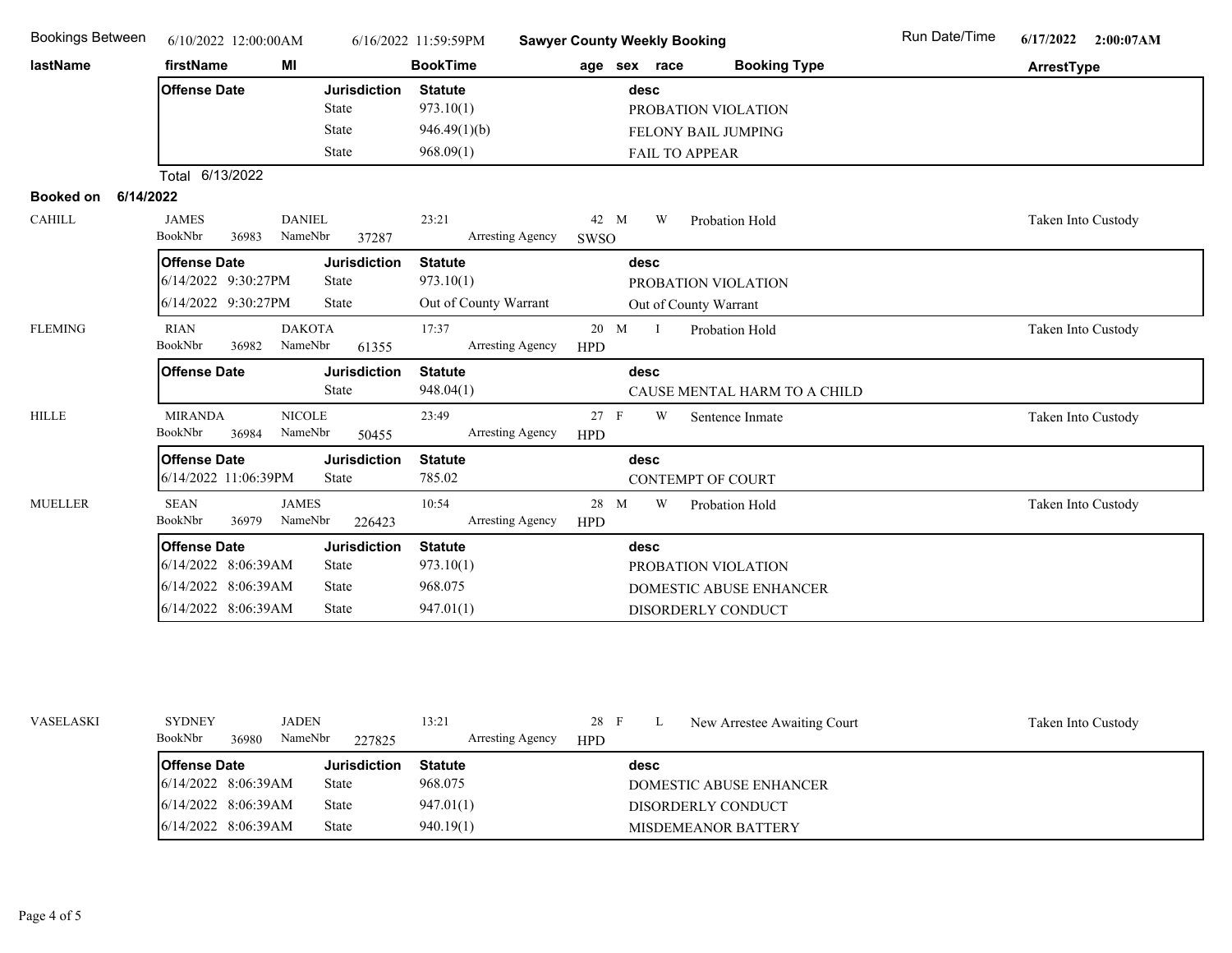Bookings Between 6/10/2022 12:00:00AM 6/16/2022 11:59:59PM **Sawyer County Weekly Booking** Run Date/Time 6/17/2022 2:00:07AM

| lastName | firstName | MI | BookTime | age | sex | race | Booking Type | ArrestType |
|---|---|---|---|---|---|---|---|---|

| Offense Date | Jurisdiction | Statute | desc |
|---|---|---|---|
| | State | 973.10(1) | PROBATION VIOLATION |
| | State | 946.49(1)(b) | FELONY BAIL JUMPING |
| | State | 968.09(1) | FAIL TO APPEAR |

Total 6/13/2022

**Booked on 6/14/2022**

| lastName | firstName | MI | BookTime | age | sex | race | Booking Type | ArrestType |
|---|---|---|---|---|---|---|---|---|
| CAHILL | JAMES (BookNbr 36983) | DANIEL (NameNbr 37287) | 23:21 (Arresting Agency SWSO) | 42 | M | W | Probation Hold | Taken Into Custody |

| Offense Date | Jurisdiction | Statute | desc |
|---|---|---|---|
| 6/14/2022 9:30:27PM | State | 973.10(1) | PROBATION VIOLATION |
| 6/14/2022 9:30:27PM | State | Out of County Warrant | Out of County Warrant |

| lastName | firstName | MI | BookTime | age | sex | race | Booking Type | ArrestType |
|---|---|---|---|---|---|---|---|---|
| FLEMING | RIAN (BookNbr 36982) | DAKOTA (NameNbr 61355) | 17:37 (Arresting Agency HPD) | 20 | M | I | Probation Hold | Taken Into Custody |

| Offense Date | Jurisdiction | Statute | desc |
|---|---|---|---|
| | State | 948.04(1) | CAUSE MENTAL HARM TO A CHILD |

| lastName | firstName | MI | BookTime | age | sex | race | Booking Type | ArrestType |
|---|---|---|---|---|---|---|---|---|
| HILLE | MIRANDA (BookNbr 36984) | NICOLE (NameNbr 50455) | 23:49 (Arresting Agency HPD) | 27 | F | W | Sentence Inmate | Taken Into Custody |

| Offense Date | Jurisdiction | Statute | desc |
|---|---|---|---|
| 6/14/2022 11:06:39PM | State | 785.02 | CONTEMPT OF COURT |

| lastName | firstName | MI | BookTime | age | sex | race | Booking Type | ArrestType |
|---|---|---|---|---|---|---|---|---|
| MUELLER | SEAN (BookNbr 36979) | JAMES (NameNbr 226423) | 10:54 (Arresting Agency HPD) | 28 | M | W | Probation Hold | Taken Into Custody |

| Offense Date | Jurisdiction | Statute | desc |
|---|---|---|---|
| 6/14/2022 8:06:39AM | State | 973.10(1) | PROBATION VIOLATION |
| 6/14/2022 8:06:39AM | State | 968.075 | DOMESTIC ABUSE ENHANCER |
| 6/14/2022 8:06:39AM | State | 947.01(1) | DISORDERLY CONDUCT |

| lastName | firstName | MI | BookTime | age | sex | race | Booking Type | ArrestType |
|---|---|---|---|---|---|---|---|---|
| VASELASKI | SYDNEY (BookNbr 36980) | JADEN (NameNbr 227825) | 13:21 (Arresting Agency HPD) | 28 | F | L | New Arrestee Awaiting Court | Taken Into Custody |

| Offense Date | Jurisdiction | Statute | desc |
|---|---|---|---|
| 6/14/2022 8:06:39AM | State | 968.075 | DOMESTIC ABUSE ENHANCER |
| 6/14/2022 8:06:39AM | State | 947.01(1) | DISORDERLY CONDUCT |
| 6/14/2022 8:06:39AM | State | 940.19(1) | MISDEMEANOR BATTERY |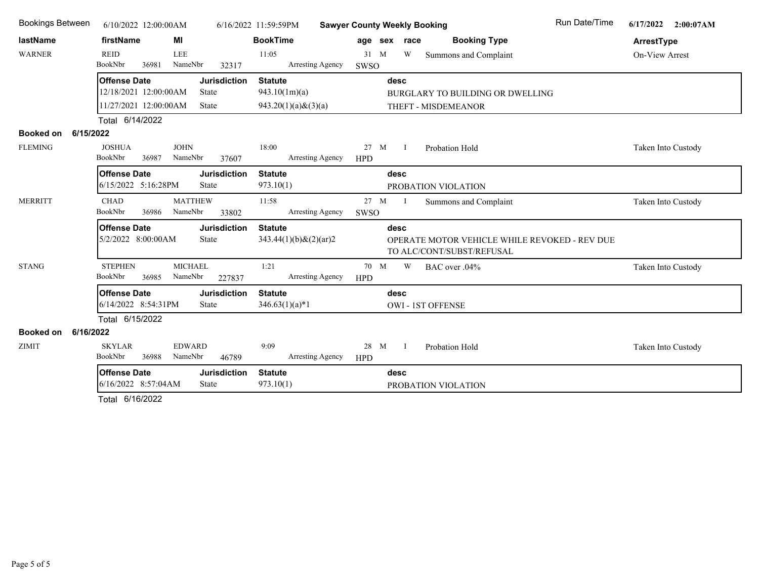Bookings Between 6/10/2022 12:00:00AM 6/16/2022 11:59:59PM **Sawyer County Weekly Booking** Run Date/Time 6/17/2022 2:00:07AM

| lastName | firstName | MI | BookTime | age | sex | race | Booking Type | ArrestType |
|---|---|---|---|---|---|---|---|---|
| WARNER | REID | LEE | 11:05 | 31 | M | W | Summons and Complaint | On-View Arrest |

BookNbr 36981 NameNbr 32317 Arresting Agency SWSO

| Offense Date | Jurisdiction | Statute | desc |
|---|---|---|---|
| 12/18/2021 12:00:00AM | State | 943.10(1m)(a) | BURGLARY TO BUILDING OR DWELLING |
| 11/27/2021 12:00:00AM | State | 943.20(1)(a)&(3)(a) | THEFT - MISDEMEANOR |

Total 6/14/2022

**Booked on 6/15/2022**

| lastName | firstName | MI | BookTime | age | sex | race | Booking Type | ArrestType |
|---|---|---|---|---|---|---|---|---|
| FLEMING | JOSHUA | JOHN | 18:00 | 27 | M | I | Probation Hold | Taken Into Custody |

BookNbr 36987 NameNbr 37607 Arresting Agency HPD

| Offense Date | Jurisdiction | Statute | desc |
|---|---|---|---|
| 6/15/2022 5:16:28PM | State | 973.10(1) | PROBATION VIOLATION |

| lastName | firstName | MI | BookTime | age | sex | race | Booking Type | ArrestType |
|---|---|---|---|---|---|---|---|---|
| MERRITT | CHAD | MATTHEW | 11:58 | 27 | M | I | Summons and Complaint | Taken Into Custody |

BookNbr 36986 NameNbr 33802 Arresting Agency SWSO

| Offense Date | Jurisdiction | Statute | desc |
|---|---|---|---|
| 5/2/2022 8:00:00AM | State | 343.44(1)(b)&(2)(ar)2 | OPERATE MOTOR VEHICLE WHILE REVOKED - REV DUE TO ALC/CONT/SUBST/REFUSAL |

| lastName | firstName | MI | BookTime | age | sex | race | Booking Type | ArrestType |
|---|---|---|---|---|---|---|---|---|
| STANG | STEPHEN | MICHAEL | 1:21 | 70 | M | W | BAC over .04% | Taken Into Custody |

BookNbr 36985 NameNbr 227837 Arresting Agency HPD

| Offense Date | Jurisdiction | Statute | desc |
|---|---|---|---|
| 6/14/2022 8:54:31PM | State | 346.63(1)(a)*1 | OWI - 1ST OFFENSE |

Total 6/15/2022

**Booked on 6/16/2022**

| lastName | firstName | MI | BookTime | age | sex | race | Booking Type | ArrestType |
|---|---|---|---|---|---|---|---|---|
| ZIMIT | SKYLAR | EDWARD | 9:09 | 28 | M | I | Probation Hold | Taken Into Custody |

BookNbr 36988 NameNbr 46789 Arresting Agency HPD

| Offense Date | Jurisdiction | Statute | desc |
|---|---|---|---|
| 6/16/2022 8:57:04AM | State | 973.10(1) | PROBATION VIOLATION |

Total 6/16/2022